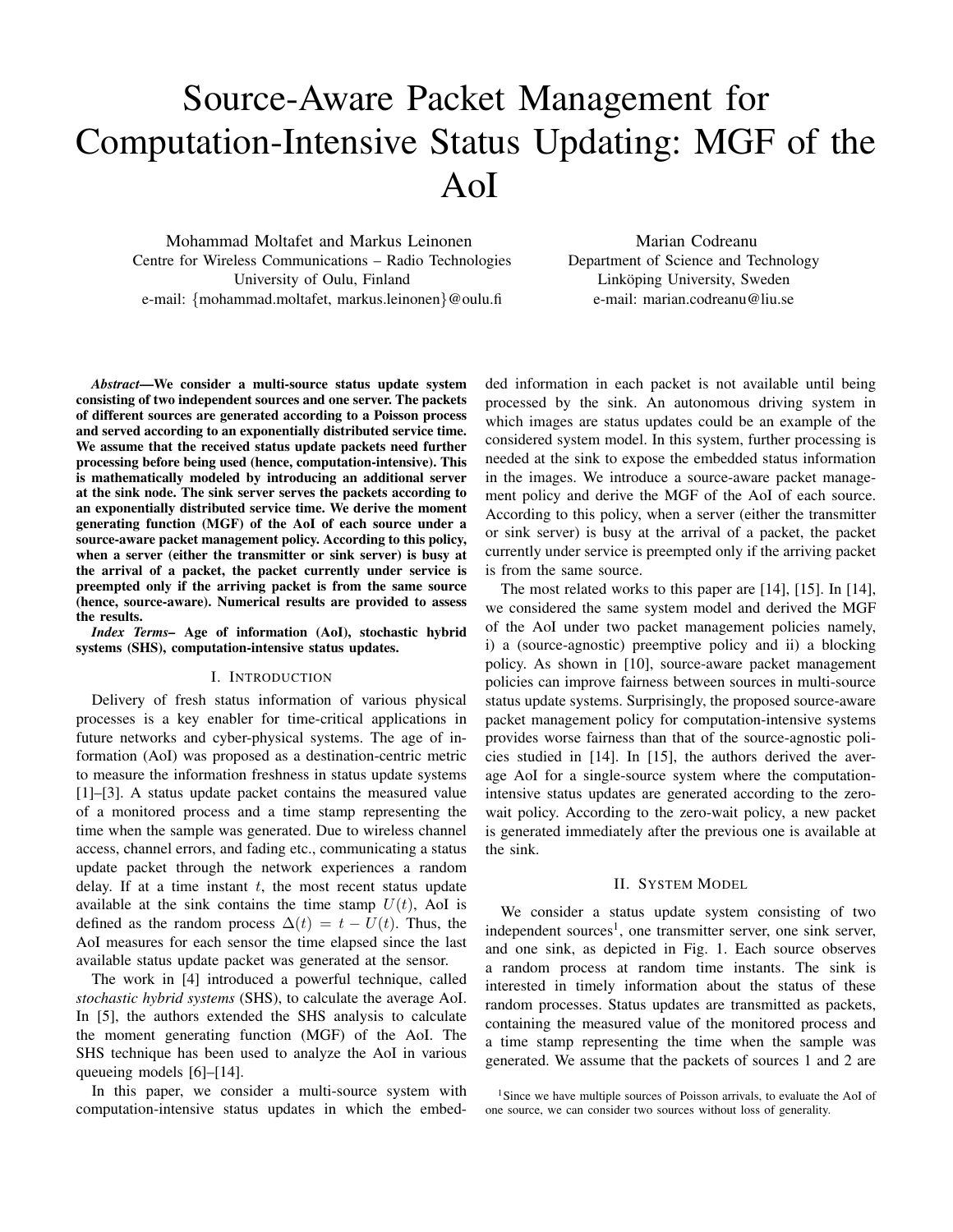# Source-Aware Packet Management for Computation-Intensive Status Updating: MGF of the AoI

Mohammad Moltafet and Markus Leinonen
Centre for Wireless Communications – Radio Technologies
University of Oulu, Finland
e-mail: {mohammad.moltafet, markus.leinonen}@oulu.fi

Marian Codreanu
Department of Science and Technology
Linköping University, Sweden
e-mail: marian.codreanu@liu.se

***Abstract*—We consider a multi-source status update system consisting of two independent sources and one server. The packets of different sources are generated according to a Poisson process and served according to an exponentially distributed service time. We assume that the received status update packets need further processing before being used (hence, computation-intensive). This is mathematically modeled by introducing an additional server at the sink node. The sink server serves the packets according to an exponentially distributed service time. We derive the moment generating function (MGF) of the AoI of each source under a source-aware packet management policy. According to this policy, when a server (either the transmitter or sink server) is busy at the arrival of a packet, the packet currently under service is preempted only if the arriving packet is from the same source (hence, source-aware). Numerical results are provided to assess the results.**

***Index Terms*– Age of information (AoI), stochastic hybrid systems (SHS), computation-intensive status updates.**

## I. Introduction

Delivery of fresh status information of various physical processes is a key enabler for time-critical applications in future networks and cyber-physical systems. The age of information (AoI) was proposed as a destination-centric metric to measure the information freshness in status update systems [1]–[3]. A status update packet contains the measured value of a monitored process and a time stamp representing the time when the sample was generated. Due to wireless channel access, channel errors, and fading etc., communicating a status update packet through the network experiences a random delay. If at a time instant $t$, the most recent status update available at the sink contains the time stamp $U(t)$, AoI is defined as the random process $\Delta(t) = t - U(t)$. Thus, the AoI measures for each sensor the time elapsed since the last available status update packet was generated at the sensor.

The work in [4] introduced a powerful technique, called *stochastic hybrid systems* (SHS), to calculate the average AoI. In [5], the authors extended the SHS analysis to calculate the moment generating function (MGF) of the AoI. The SHS technique has been used to analyze the AoI in various queueing models [6]–[14].

In this paper, we consider a multi-source system with computation-intensive status updates in which the embedded information in each packet is not available until being processed by the sink. An autonomous driving system in which images are status updates could be an example of the considered system model. In this system, further processing is needed at the sink to expose the embedded status information in the images. We introduce a source-aware packet management policy and derive the MGF of the AoI of each source. According to this policy, when a server (either the transmitter or sink server) is busy at the arrival of a packet, the packet currently under service is preempted only if the arriving packet is from the same source.

The most related works to this paper are [14], [15]. In [14], we considered the same system model and derived the MGF of the AoI under two packet management policies namely, i) a (source-agnostic) preemptive policy and ii) a blocking policy. As shown in [10], source-aware packet management policies can improve fairness between sources in multi-source status update systems. Surprisingly, the proposed source-aware packet management policy for computation-intensive systems provides worse fairness than that of the source-agnostic policies studied in [14]. In [15], the authors derived the average AoI for a single-source system where the computation-intensive status updates are generated according to the zero-wait policy. According to the zero-wait policy, a new packet is generated immediately after the previous one is available at the sink.

## II. System Model

We consider a status update system consisting of two independent sources[1], one transmitter server, one sink server, and one sink, as depicted in Fig. 1. Each source observes a random process at random time instants. The sink is interested in timely information about the status of these random processes. Status updates are transmitted as packets, containing the measured value of the monitored process and a time stamp representing the time when the sample was generated. We assume that the packets of sources 1 and 2 are

[1] Since we have multiple sources of Poisson arrivals, to evaluate the AoI of one source, we can consider two sources without loss of generality.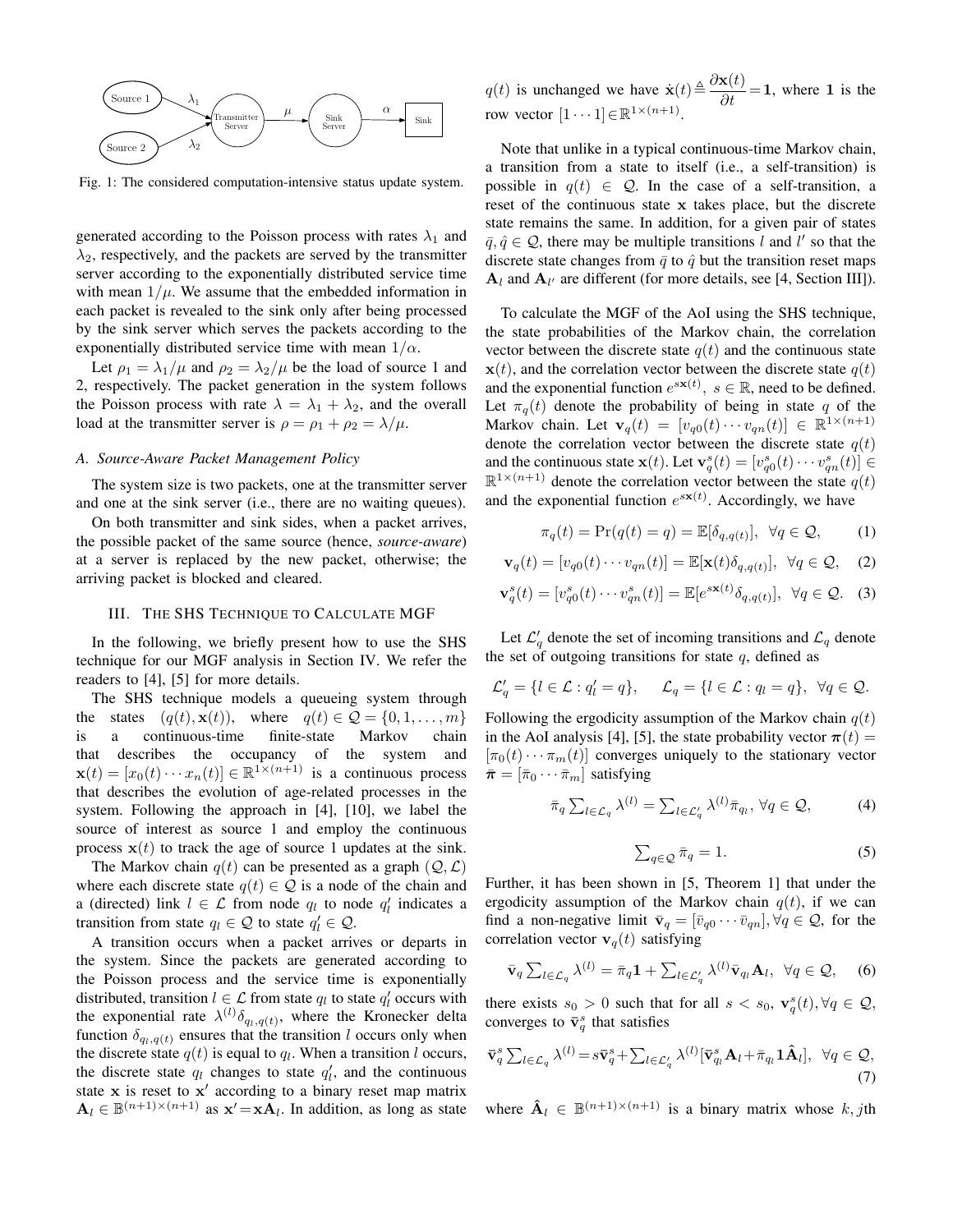Fig. 1: The considered computation-intensive status update system.

generated according to the Poisson process with rates $\lambda_1$ and $\lambda_2$, respectively, and the packets are served by the transmitter server according to the exponentially distributed service time with mean $1/\mu$. We assume that the embedded information in each packet is revealed to the sink only after being processed by the sink server which serves the packets according to the exponentially distributed service time with mean $1/\alpha$.

Let $\rho_1 = \lambda_1/\mu$ and $\rho_2 = \lambda_2/\mu$ be the load of source 1 and 2, respectively. The packet generation in the system follows the Poisson process with rate $\lambda = \lambda_1 + \lambda_2$, and the overall load at the transmitter server is $\rho = \rho_1 + \rho_2 = \lambda/\mu$.

### A. Source-Aware Packet Management Policy

The system size is two packets, one at the transmitter server and one at the sink server (i.e., there are no waiting queues).

On both transmitter and sink sides, when a packet arrives, the possible packet of the same source (hence, *source-aware*) at a server is replaced by the new packet, otherwise; the arriving packet is blocked and cleared.

## III. The SHS Technique to Calculate MGF

In the following, we briefly present how to use the SHS technique for our MGF analysis in Section IV. We refer the readers to [4], [5] for more details.

The SHS technique models a queueing system through the states $(q(t), \mathbf{x}(t))$, where $q(t) \in \mathcal{Q} = \{0, 1, \ldots, m\}$ is a continuous-time finite-state Markov chain that describes the occupancy of the system and $\mathbf{x}(t) = [x_0(t) \cdots x_n(t)] \in \mathbb{R}^{1\times(n+1)}$ is a continuous process that describes the evolution of age-related processes in the system. Following the approach in [4], [10], we label the source of interest as source 1 and employ the continuous process $\mathbf{x}(t)$ to track the age of source 1 updates at the sink.

The Markov chain $q(t)$ can be presented as a graph $(\mathcal{Q}, \mathcal{L})$ where each discrete state $q(t) \in \mathcal{Q}$ is a node of the chain and a (directed) link $l \in \mathcal{L}$ from node $q_l$ to node $q'_l$ indicates a transition from state $q_l \in \mathcal{Q}$ to state $q'_l \in \mathcal{Q}$.

A transition occurs when a packet arrives or departs in the system. Since the packets are generated according to the Poisson process and the service time is exponentially distributed, transition $l \in \mathcal{L}$ from state $q_l$ to state $q'_l$ occurs with the exponential rate $\lambda^{(l)}\delta_{q_l,q(t)}$, where the Kronecker delta function $\delta_{q_l,q(t)}$ ensures that the transition $l$ occurs only when the discrete state $q(t)$ is equal to $q_l$. When a transition $l$ occurs, the discrete state $q_l$ changes to state $q'_l$, and the continuous state $\mathbf{x}$ is reset to $\mathbf{x}'$ according to a binary reset map matrix $\mathbf{A}_l \in \mathbb{B}^{(n+1)\times(n+1)}$ as $\mathbf{x}' = \mathbf{x}\mathbf{A}_l$. In addition, as long as state $q(t)$ is unchanged we have $\dot{\mathbf{x}}(t) \triangleq \dfrac{\partial \mathbf{x}(t)}{\partial t} = \mathbf{1}$, where $\mathbf{1}$ is the row vector $[1 \cdots 1] \in \mathbb{R}^{1\times(n+1)}$.

Note that unlike in a typical continuous-time Markov chain, a transition from a state to itself (i.e., a self-transition) is possible in $q(t) \in \mathcal{Q}$. In the case of a self-transition, a reset of the continuous state $\mathbf{x}$ takes place, but the discrete state remains the same. In addition, for a given pair of states $\bar{q}, \hat{q} \in \mathcal{Q}$, there may be multiple transitions $l$ and $l'$ so that the discrete state changes from $\bar{q}$ to $\hat{q}$ but the transition reset maps $\mathbf{A}_l$ and $\mathbf{A}_{l'}$ are different (for more details, see [4, Section III]).

To calculate the MGF of the AoI using the SHS technique, the state probabilities of the Markov chain, the correlation vector between the discrete state $q(t)$ and the continuous state $\mathbf{x}(t)$, and the correlation vector between the discrete state $q(t)$ and the exponential function $e^{s\mathbf{x}(t)}$, $s \in \mathbb{R}$, need to be defined. Let $\pi_q(t)$ denote the probability of being in state $q$ of the Markov chain. Let $\mathbf{v}_q(t) = [v_{q0}(t) \cdots v_{qn}(t)] \in \mathbb{R}^{1\times(n+1)}$ denote the correlation vector between the discrete state $q(t)$ and the continuous state $\mathbf{x}(t)$. Let $\mathbf{v}^s_q(t) = [v^s_{q0}(t) \cdots v^s_{qn}(t)] \in \mathbb{R}^{1\times(n+1)}$ denote the correlation vector between the state $q(t)$ and the exponential function $e^{s\mathbf{x}(t)}$. Accordingly, we have

$$\pi_q(t) = \Pr(q(t) = q) = \mathbb{E}[\delta_{q,q(t)}], \ \ \forall q \in \mathcal{Q}, \tag{1}$$

$$\mathbf{v}_q(t) = [v_{q0}(t) \cdots v_{qn}(t)] = \mathbb{E}[\mathbf{x}(t)\delta_{q,q(t)}], \ \ \forall q \in \mathcal{Q}, \tag{2}$$

$$\mathbf{v}^s_q(t) = [v^s_{q0}(t) \cdots v^s_{qn}(t)] = \mathbb{E}[e^{s\mathbf{x}(t)}\delta_{q,q(t)}], \ \ \forall q \in \mathcal{Q}. \tag{3}$$

Let $\mathcal{L}'_q$ denote the set of incoming transitions and $\mathcal{L}_q$ denote the set of outgoing transitions for state $q$, defined as

$$\mathcal{L}'_q = \{l \in \mathcal{L} : q'_l = q\}, \quad \mathcal{L}_q = \{l \in \mathcal{L} : q_l = q\}, \ \ \forall q \in \mathcal{Q}.$$

Following the ergodicity assumption of the Markov chain $q(t)$ in the AoI analysis [4], [5], the state probability vector $\boldsymbol{\pi}(t) = [\pi_0(t) \cdots \pi_m(t)]$ converges uniquely to the stationary vector $\bar{\boldsymbol{\pi}} = [\bar{\pi}_0 \cdots \bar{\pi}_m]$ satisfying

$$\bar{\pi}_q \textstyle\sum_{l\in\mathcal{L}_q} \lambda^{(l)} = \sum_{l\in\mathcal{L}'_q} \lambda^{(l)} \bar{\pi}_{q_l}, \ \forall q \in \mathcal{Q}, \tag{4}$$

$$\textstyle\sum_{q\in\mathcal{Q}} \bar{\pi}_q = 1. \tag{5}$$

Further, it has been shown in [5, Theorem 1] that under the ergodicity assumption of the Markov chain $q(t)$, if we can find a non-negative limit $\bar{\mathbf{v}}_q = [\bar{v}_{q0} \cdots \bar{v}_{qn}], \forall q \in \mathcal{Q}$, for the correlation vector $\mathbf{v}_q(t)$ satisfying

$$\bar{\mathbf{v}}_q \textstyle\sum_{l\in\mathcal{L}_q} \lambda^{(l)} = \bar{\pi}_q \mathbf{1} + \sum_{l\in\mathcal{L}'_q} \lambda^{(l)} \bar{\mathbf{v}}_{q_l} \mathbf{A}_l, \ \ \forall q \in \mathcal{Q}, \tag{6}$$

there exists $s_0 > 0$ such that for all $s < s_0$, $\mathbf{v}^s_q(t), \forall q \in \mathcal{Q}$, converges to $\bar{\mathbf{v}}^s_q$ that satisfies

$$\bar{\mathbf{v}}^s_q \textstyle\sum_{l\in\mathcal{L}_q} \lambda^{(l)} = s\bar{\mathbf{v}}^s_q + \sum_{l\in\mathcal{L}'_q} \lambda^{(l)} [\bar{\mathbf{v}}^s_{q_l} \mathbf{A}_l + \bar{\pi}_{q_l} \mathbf{1} \hat{\mathbf{A}}_l], \ \ \forall q \in \mathcal{Q}, \tag{7}$$

where $\hat{\mathbf{A}}_l \in \mathbb{B}^{(n+1)\times(n+1)}$ is a binary matrix whose $k, j$th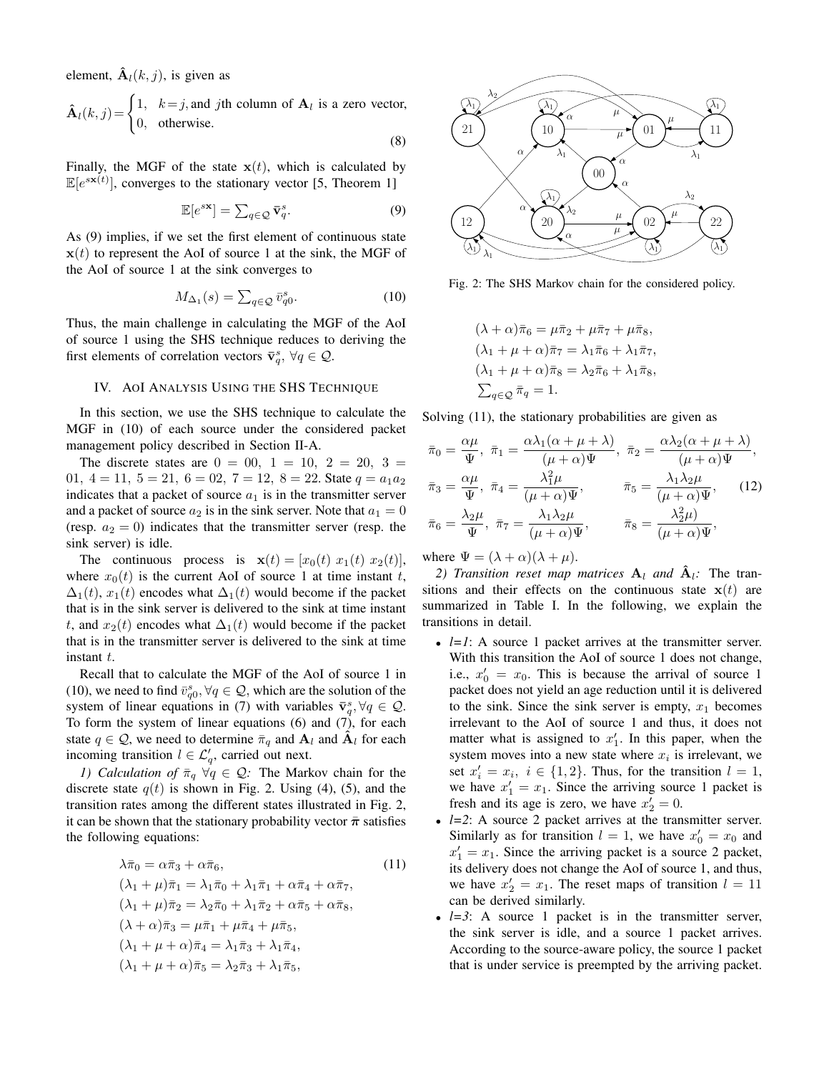element, $\hat{\mathbf{A}}_l(k,j)$, is given as

$$\hat{\mathbf{A}}_l(k,j)=\begin{cases}1, & k=j, \text{and } j\text{th column of } \mathbf{A}_l \text{ is a zero vector,}\\ 0, & \text{otherwise.}\end{cases} \tag{8}$$

Finally, the MGF of the state $\mathbf{x}(t)$, which is calculated by $\mathbb{E}[e^{s\mathbf{x}(t)}]$, converges to the stationary vector [5, Theorem 1]

$$\mathbb{E}[e^{s\mathbf{x}}] = \textstyle\sum_{q\in\mathcal{Q}} \bar{\mathbf{v}}_q^s. \tag{9}$$

As (9) implies, if we set the first element of continuous state $\mathbf{x}(t)$ to represent the AoI of source 1 at the sink, the MGF of the AoI of source 1 at the sink converges to

$$M_{\Delta_1}(s) = \textstyle\sum_{q\in\mathcal{Q}} \bar{v}_{q0}^s. \tag{10}$$

Thus, the main challenge in calculating the MGF of the AoI of source 1 using the SHS technique reduces to deriving the first elements of correlation vectors $\bar{\mathbf{v}}_q^s$, $\forall q \in \mathcal{Q}$.

## IV. AoI Analysis Using the SHS Technique

In this section, we use the SHS technique to calculate the MGF in (10) of each source under the considered packet management policy described in Section II-A.

The discrete states are $0 = 00$, $1 = 10$, $2 = 20$, $3 = 01$, $4 = 11$, $5 = 21$, $6 = 02$, $7 = 12$, $8 = 22$. State $q = a_1a_2$ indicates that a packet of source $a_1$ is in the transmitter server and a packet of source $a_2$ is in the sink server. Note that $a_1 = 0$ (resp. $a_2 = 0$) indicates that the transmitter server (resp. the sink server) is idle.

The continuous process is $\mathbf{x}(t) = [x_0(t)\ x_1(t)\ x_2(t)]$, where $x_0(t)$ is the current AoI of source 1 at time instant $t$, $\Delta_1(t)$, $x_1(t)$ encodes what $\Delta_1(t)$ would become if the packet that is in the sink server is delivered to the sink at time instant $t$, and $x_2(t)$ encodes what $\Delta_1(t)$ would become if the packet that is in the transmitter server is delivered to the sink at time instant $t$.

Recall that to calculate the MGF of the AoI of source 1 in (10), we need to find $\bar{v}_{q0}^s, \forall q \in \mathcal{Q}$, which are the solution of the system of linear equations in (7) with variables $\bar{\mathbf{v}}_q^s, \forall q \in \mathcal{Q}$. To form the system of linear equations (6) and (7), for each state $q \in \mathcal{Q}$, we need to determine $\bar{\pi}_q$ and $\mathbf{A}_l$ and $\hat{\mathbf{A}}_l$ for each incoming transition $l \in \mathcal{L}'_q$, carried out next.

*1) Calculation of $\bar{\pi}_q$ $\forall q \in \mathcal{Q}$:* The Markov chain for the discrete state $q(t)$ is shown in Fig. 2. Using (4), (5), and the transition rates among the different states illustrated in Fig. 2, it can be shown that the stationary probability vector $\bar{\boldsymbol{\pi}}$ satisfies the following equations:

$$\begin{aligned}
&\lambda\bar{\pi}_0 = \alpha\bar{\pi}_3 + \alpha\bar{\pi}_6, \\
&(\lambda_1+\mu)\bar{\pi}_1 = \lambda_1\bar{\pi}_0 + \lambda_1\bar{\pi}_1 + \alpha\bar{\pi}_4 + \alpha\bar{\pi}_7, \\
&(\lambda_1+\mu)\bar{\pi}_2 = \lambda_2\bar{\pi}_0 + \lambda_1\bar{\pi}_2 + \alpha\bar{\pi}_5 + \alpha\bar{\pi}_8, \\
&(\lambda+\alpha)\bar{\pi}_3 = \mu\bar{\pi}_1 + \mu\bar{\pi}_4 + \mu\bar{\pi}_5, \\
&(\lambda_1+\mu+\alpha)\bar{\pi}_4 = \lambda_1\bar{\pi}_3 + \lambda_1\bar{\pi}_4, \\
&(\lambda_1+\mu+\alpha)\bar{\pi}_5 = \lambda_2\bar{\pi}_3 + \lambda_1\bar{\pi}_5, \\
&(\lambda+\alpha)\bar{\pi}_6 = \mu\bar{\pi}_2 + \mu\bar{\pi}_7 + \mu\bar{\pi}_8, \\
&(\lambda_1+\mu+\alpha)\bar{\pi}_7 = \lambda_1\bar{\pi}_6 + \lambda_1\bar{\pi}_7, \\
&(\lambda_1+\mu+\alpha)\bar{\pi}_8 = \lambda_2\bar{\pi}_6 + \lambda_1\bar{\pi}_8, \\
&\textstyle\sum_{q\in\mathcal{Q}} \bar{\pi}_q = 1.
\end{aligned} \tag{11}$$

Fig. 2: The SHS Markov chain for the considered policy.

Solving (11), the stationary probabilities are given as

$$\begin{aligned}
&\bar{\pi}_0 = \frac{\alpha\mu}{\Psi},\ \bar{\pi}_1 = \frac{\alpha\lambda_1(\alpha+\mu+\lambda)}{(\mu+\alpha)\Psi},\ \bar{\pi}_2 = \frac{\alpha\lambda_2(\alpha+\mu+\lambda)}{(\mu+\alpha)\Psi}, \\
&\bar{\pi}_3 = \frac{\alpha\mu}{\Psi},\ \bar{\pi}_4 = \frac{\lambda_1^2\mu}{(\mu+\alpha)\Psi},\qquad \bar{\pi}_5 = \frac{\lambda_1\lambda_2\mu}{(\mu+\alpha)\Psi}, \\
&\bar{\pi}_6 = \frac{\lambda_2\mu}{\Psi},\ \bar{\pi}_7 = \frac{\lambda_1\lambda_2\mu}{(\mu+\alpha)\Psi},\qquad \bar{\pi}_8 = \frac{\lambda_2^2\mu)}{(\mu+\alpha)\Psi},
\end{aligned} \tag{12}$$

where $\Psi = (\lambda+\alpha)(\lambda+\mu)$.

*2) Transition reset map matrices $\mathbf{A}_l$ and $\hat{\mathbf{A}}_l$:* The transitions and their effects on the continuous state $\mathbf{x}(t)$ are summarized in Table I. In the following, we explain the transitions in detail.

- *l=1*: A source 1 packet arrives at the transmitter server. With this transition the AoI of source 1 does not change, i.e., $x'_0 = x_0$. This is because the arrival of source 1 packet does not yield an age reduction until it is delivered to the sink. Since the sink server is empty, $x_1$ becomes irrelevant to the AoI of source 1 and thus, it does not matter what is assigned to $x'_1$. In this paper, when the system moves into a new state where $x_i$ is irrelevant, we set $x'_i = x_i$, $i \in \{1,2\}$. Thus, for the transition $l = 1$, we have $x'_1 = x_1$. Since the arriving source 1 packet is fresh and its age is zero, we have $x'_2 = 0$.
- *l=2*: A source 2 packet arrives at the transmitter server. Similarly as for transition $l = 1$, we have $x'_0 = x_0$ and $x'_1 = x_1$. Since the arriving packet is a source 2 packet, its delivery does not change the AoI of source 1, and thus, we have $x'_2 = x_1$. The reset maps of transition $l = 11$ can be derived similarly.
- *l=3*: A source 1 packet is in the transmitter server, the sink server is idle, and a source 1 packet arrives. According to the source-aware policy, the source 1 packet that is under service is preempted by the arriving packet.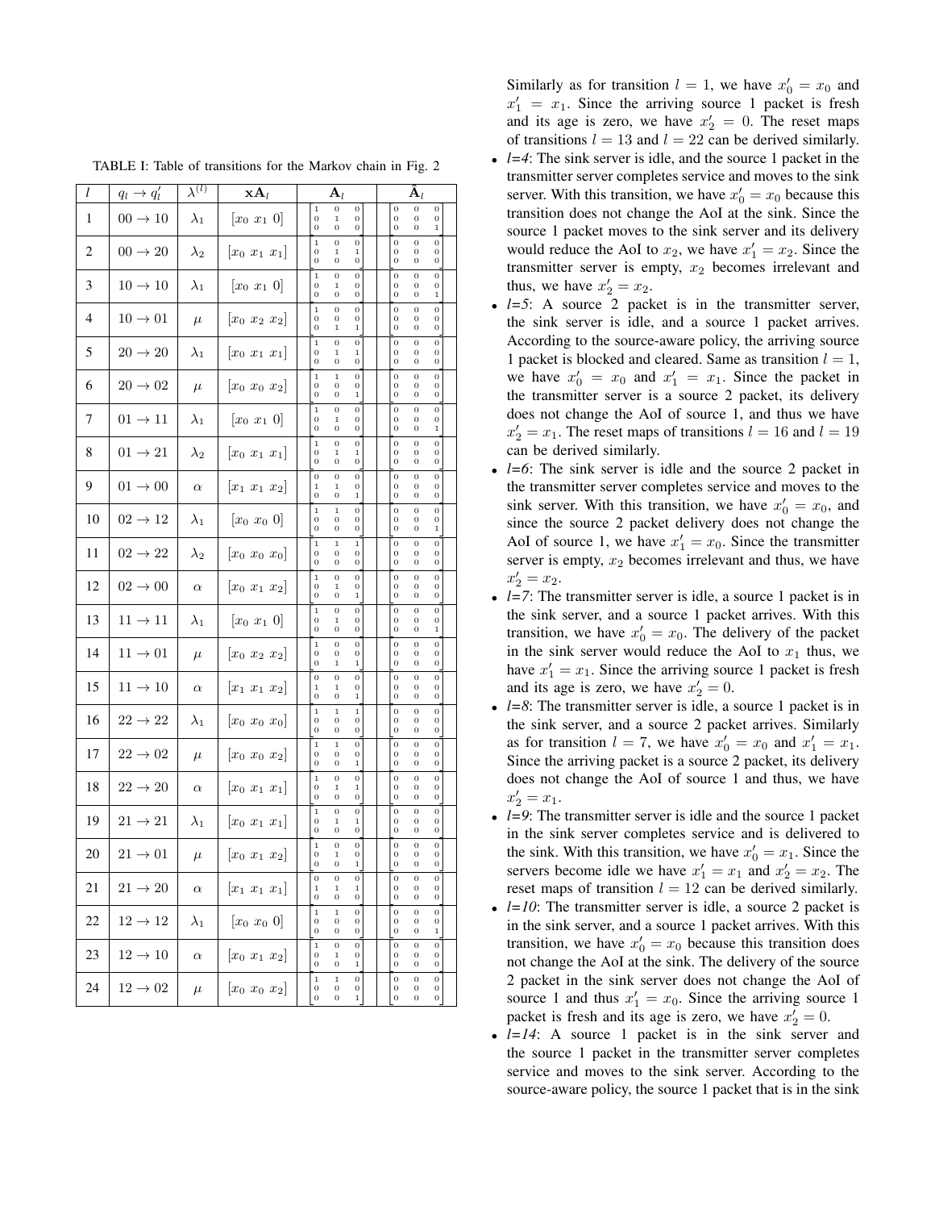TABLE I: Table of transitions for the Markov chain in Fig. 2

| $l$ | $q_l \to q'_l$ | $\lambda^{(l)}$ | $\mathbf{x}\mathbf{A}_l$ | $\mathbf{A}_l$ | $\hat{\mathbf{A}}_l$ |
|---|---|---|---|---|---|
| 1 | $00 \to 10$ | $\lambda_1$ | $[x_0\ x_1\ 0]$ | $\begin{bmatrix}1&0&0\\0&1&0\\0&0&0\end{bmatrix}$ | $\begin{bmatrix}0&0&0\\0&0&0\\0&0&1\end{bmatrix}$ |
| 2 | $00 \to 20$ | $\lambda_2$ | $[x_0\ x_1\ x_1]$ | $\begin{bmatrix}1&0&0\\0&1&1\\0&0&0\end{bmatrix}$ | $\begin{bmatrix}0&0&0\\0&0&0\\0&0&0\end{bmatrix}$ |
| 3 | $10 \to 10$ | $\lambda_1$ | $[x_0\ x_1\ 0]$ | $\begin{bmatrix}1&0&0\\0&1&0\\0&0&0\end{bmatrix}$ | $\begin{bmatrix}0&0&0\\0&0&0\\0&0&1\end{bmatrix}$ |
| 4 | $10 \to 01$ | $\mu$ | $[x_0\ x_2\ x_2]$ | $\begin{bmatrix}1&0&0\\0&0&0\\0&1&1\end{bmatrix}$ | $\begin{bmatrix}0&0&0\\0&0&0\\0&0&0\end{bmatrix}$ |
| 5 | $20 \to 20$ | $\lambda_1$ | $[x_0\ x_1\ x_1]$ | $\begin{bmatrix}1&0&0\\0&1&1\\0&0&0\end{bmatrix}$ | $\begin{bmatrix}0&0&0\\0&0&0\\0&0&0\end{bmatrix}$ |
| 6 | $20 \to 02$ | $\mu$ | $[x_0\ x_0\ x_2]$ | $\begin{bmatrix}1&1&0\\0&0&0\\0&0&1\end{bmatrix}$ | $\begin{bmatrix}0&0&0\\0&0&0\\0&0&0\end{bmatrix}$ |
| 7 | $01 \to 11$ | $\lambda_1$ | $[x_0\ x_1\ 0]$ | $\begin{bmatrix}1&0&0\\0&1&0\\0&0&0\end{bmatrix}$ | $\begin{bmatrix}0&0&0\\0&0&0\\0&0&1\end{bmatrix}$ |
| 8 | $01 \to 21$ | $\lambda_2$ | $[x_0\ x_1\ x_1]$ | $\begin{bmatrix}1&0&0\\0&1&1\\0&0&0\end{bmatrix}$ | $\begin{bmatrix}0&0&0\\0&0&0\\0&0&0\end{bmatrix}$ |
| 9 | $01 \to 00$ | $\alpha$ | $[x_1\ x_1\ x_2]$ | $\begin{bmatrix}0&0&0\\1&1&0\\0&0&1\end{bmatrix}$ | $\begin{bmatrix}0&0&0\\0&0&0\\0&0&0\end{bmatrix}$ |
| 10 | $02 \to 12$ | $\lambda_1$ | $[x_0\ x_0\ 0]$ | $\begin{bmatrix}1&1&0\\0&0&0\\0&0&0\end{bmatrix}$ | $\begin{bmatrix}0&0&0\\0&0&0\\0&0&1\end{bmatrix}$ |
| 11 | $02 \to 22$ | $\lambda_2$ | $[x_0\ x_0\ x_0]$ | $\begin{bmatrix}1&1&1\\0&0&0\\0&0&0\end{bmatrix}$ | $\begin{bmatrix}0&0&0\\0&0&0\\0&0&0\end{bmatrix}$ |
| 12 | $02 \to 00$ | $\alpha$ | $[x_0\ x_1\ x_2]$ | $\begin{bmatrix}1&0&0\\0&1&0\\0&0&1\end{bmatrix}$ | $\begin{bmatrix}0&0&0\\0&0&0\\0&0&0\end{bmatrix}$ |
| 13 | $11 \to 11$ | $\lambda_1$ | $[x_0\ x_1\ 0]$ | $\begin{bmatrix}1&0&0\\0&1&0\\0&0&0\end{bmatrix}$ | $\begin{bmatrix}0&0&0\\0&0&0\\0&0&1\end{bmatrix}$ |
| 14 | $11 \to 01$ | $\mu$ | $[x_0\ x_2\ x_2]$ | $\begin{bmatrix}1&0&0\\0&0&0\\0&1&1\end{bmatrix}$ | $\begin{bmatrix}0&0&0\\0&0&0\\0&0&0\end{bmatrix}$ |
| 15 | $11 \to 10$ | $\alpha$ | $[x_1\ x_1\ x_2]$ | $\begin{bmatrix}0&0&0\\1&1&0\\0&0&1\end{bmatrix}$ | $\begin{bmatrix}0&0&0\\0&0&0\\0&0&0\end{bmatrix}$ |
| 16 | $22 \to 22$ | $\lambda_1$ | $[x_0\ x_0\ x_0]$ | $\begin{bmatrix}1&1&1\\0&0&0\\0&0&0\end{bmatrix}$ | $\begin{bmatrix}0&0&0\\0&0&0\\0&0&0\end{bmatrix}$ |
| 17 | $22 \to 02$ | $\mu$ | $[x_0\ x_0\ x_2]$ | $\begin{bmatrix}1&1&0\\0&0&0\\0&0&1\end{bmatrix}$ | $\begin{bmatrix}0&0&0\\0&0&0\\0&0&0\end{bmatrix}$ |
| 18 | $22 \to 20$ | $\alpha$ | $[x_0\ x_1\ x_1]$ | $\begin{bmatrix}1&0&0\\0&1&1\\0&0&0\end{bmatrix}$ | $\begin{bmatrix}0&0&0\\0&0&0\\0&0&0\end{bmatrix}$ |
| 19 | $21 \to 21$ | $\lambda_1$ | $[x_0\ x_1\ x_1]$ | $\begin{bmatrix}1&0&0\\0&1&1\\0&0&0\end{bmatrix}$ | $\begin{bmatrix}0&0&0\\0&0&0\\0&0&0\end{bmatrix}$ |
| 20 | $21 \to 01$ | $\mu$ | $[x_0\ x_1\ x_2]$ | $\begin{bmatrix}1&0&0\\0&1&0\\0&0&1\end{bmatrix}$ | $\begin{bmatrix}0&0&0\\0&0&0\\0&0&0\end{bmatrix}$ |
| 21 | $21 \to 20$ | $\alpha$ | $[x_1\ x_1\ x_1]$ | $\begin{bmatrix}0&0&0\\1&1&1\\0&0&0\end{bmatrix}$ | $\begin{bmatrix}0&0&0\\0&0&0\\0&0&0\end{bmatrix}$ |
| 22 | $12 \to 12$ | $\lambda_1$ | $[x_0\ x_0\ 0]$ | $\begin{bmatrix}1&1&0\\0&0&0\\0&0&0\end{bmatrix}$ | $\begin{bmatrix}0&0&0\\0&0&0\\0&0&1\end{bmatrix}$ |
| 23 | $12 \to 10$ | $\alpha$ | $[x_0\ x_1\ x_2]$ | $\begin{bmatrix}1&0&0\\0&1&0\\0&0&1\end{bmatrix}$ | $\begin{bmatrix}0&0&0\\0&0&0\\0&0&0\end{bmatrix}$ |
| 24 | $12 \to 02$ | $\mu$ | $[x_0\ x_0\ x_2]$ | $\begin{bmatrix}1&1&0\\0&0&0\\0&0&1\end{bmatrix}$ | $\begin{bmatrix}0&0&0\\0&0&0\\0&0&0\end{bmatrix}$ |

Similarly as for transition $l = 1$, we have $x'_0 = x_0$ and $x'_1 = x_1$. Since the arriving source 1 packet is fresh and its age is zero, we have $x'_2 = 0$. The reset maps of transitions $l = 13$ and $l = 22$ can be derived similarly.

- *l=4*: The sink server is idle, and the source 1 packet in the transmitter server completes service and moves to the sink server. With this transition, we have $x'_0 = x_0$ because this transition does not change the AoI at the sink. Since the source 1 packet moves to the sink server and its delivery would reduce the AoI to $x_2$, we have $x'_1 = x_2$. Since the transmitter server is empty, $x_2$ becomes irrelevant and thus, we have $x'_2 = x_2$.
- *l=5*: A source 2 packet is in the transmitter server, the sink server is idle, and a source 1 packet arrives. According to the source-aware policy, the arriving source 1 packet is blocked and cleared. Same as transition $l = 1$, we have $x'_0 = x_0$ and $x'_1 = x_1$. Since the packet in the transmitter server is a source 2 packet, its delivery does not change the AoI of source 1, and thus we have $x'_2 = x_1$. The reset maps of transitions $l = 16$ and $l = 19$ can be derived similarly.
- *l=6*: The sink server is idle and the source 2 packet in the transmitter server completes service and moves to the sink server. With this transition, we have $x'_0 = x_0$, and since the source 2 packet delivery does not change the AoI of source 1, we have $x'_1 = x_0$. Since the transmitter server is empty, $x_2$ becomes irrelevant and thus, we have $x'_2 = x_2$.
- *l=7*: The transmitter server is idle, a source 1 packet is in the sink server, and a source 1 packet arrives. With this transition, we have $x'_0 = x_0$. The delivery of the packet in the sink server would reduce the AoI to $x_1$ thus, we have $x'_1 = x_1$. Since the arriving source 1 packet is fresh and its age is zero, we have $x'_2 = 0$.
- *l=8*: The transmitter server is idle, a source 1 packet is in the sink server, and a source 2 packet arrives. Similarly as for transition $l = 7$, we have $x'_0 = x_0$ and $x'_1 = x_1$. Since the arriving packet is a source 2 packet, its delivery does not change the AoI of source 1 and thus, we have $x'_2 = x_1$.
- *l=9*: The transmitter server is idle and the source 1 packet in the sink server completes service and is delivered to the sink. With this transition, we have $x'_0 = x_1$. Since the servers become idle we have $x'_1 = x_1$ and $x'_2 = x_2$. The reset maps of transition $l = 12$ can be derived similarly.
- *l=10*: The transmitter server is idle, a source 2 packet is in the sink server, and a source 1 packet arrives. With this transition, we have $x'_0 = x_0$ because this transition does not change the AoI at the sink. The delivery of the source 2 packet in the sink server does not change the AoI of source 1 and thus $x'_1 = x_0$. Since the arriving source 1 packet is fresh and its age is zero, we have $x'_2 = 0$.
- *l=14*: A source 1 packet is in the sink server and the source 1 packet in the transmitter server completes service and moves to the sink server. According to the source-aware policy, the source 1 packet that is in the sink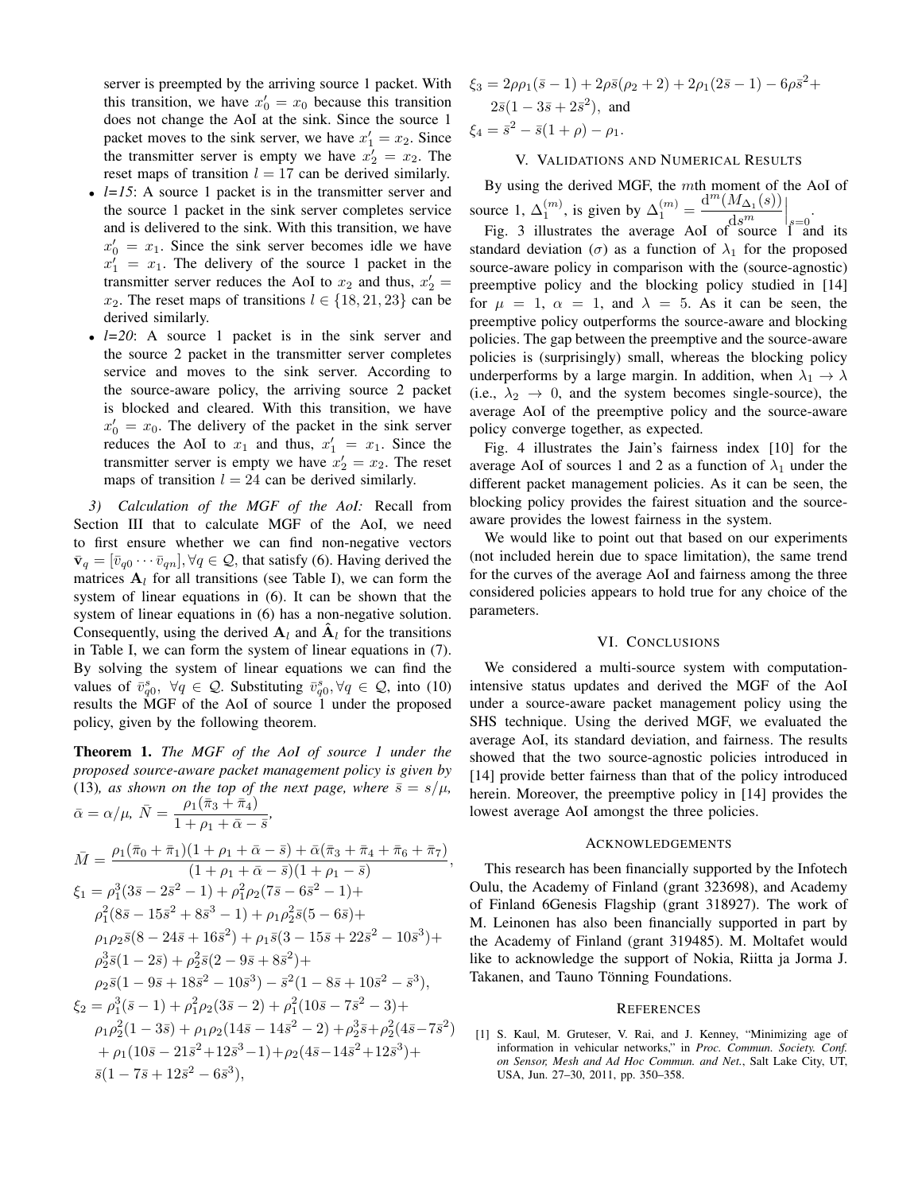server is preempted by the arriving source 1 packet. With this transition, we have $x'_0 = x_0$ because this transition does not change the AoI at the sink. Since the source 1 packet moves to the sink server, we have $x'_1 = x_2$. Since the transmitter server is empty we have $x'_2 = x_2$. The reset maps of transition $l = 17$ can be derived similarly.

- *l=15*: A source 1 packet is in the transmitter server and the source 1 packet in the sink server completes service and is delivered to the sink. With this transition, we have $x'_0 = x_1$. Since the sink server becomes idle we have $x'_1 = x_1$. The delivery of the source 1 packet in the transmitter server reduces the AoI to $x_2$ and thus, $x'_2 = x_2$. The reset maps of transitions $l \in \{18, 21, 23\}$ can be derived similarly.
- *l=20*: A source 1 packet is in the sink server and the source 2 packet in the transmitter server completes service and moves to the sink server. According to the source-aware policy, the arriving source 2 packet is blocked and cleared. With this transition, we have $x'_0 = x_0$. The delivery of the packet in the sink server reduces the AoI to $x_1$ and thus, $x'_1 = x_1$. Since the transmitter server is empty we have $x'_2 = x_2$. The reset maps of transition $l = 24$ can be derived similarly.

*3) Calculation of the MGF of the AoI:* Recall from Section III that to calculate MGF of the AoI, we need to first ensure whether we can find non-negative vectors $\bar{\mathbf{v}}_q = [\bar{v}_{q0} \cdots \bar{v}_{qn}], \forall q \in \mathcal{Q}$, that satisfy (6). Having derived the matrices $\mathbf{A}_l$ for all transitions (see Table I), we can form the system of linear equations in (6). It can be shown that the system of linear equations in (6) has a non-negative solution. Consequently, using the derived $\mathbf{A}_l$ and $\hat{\mathbf{A}}_l$ for the transitions in Table I, we can form the system of linear equations in (7). By solving the system of linear equations we can find the values of $\bar{v}^s_{q0}, \ \forall q \in \mathcal{Q}$. Substituting $\bar{v}^s_{q0}, \forall q \in \mathcal{Q}$, into (10) results the MGF of the AoI of source 1 under the proposed policy, given by the following theorem.

**Theorem 1.** *The MGF of the AoI of source 1 under the proposed source-aware packet management policy is given by* (13)*, as shown on the top of the next page, where* $\bar{s} = s/\mu$, $\bar{\alpha} = \alpha/\mu$, $\bar{N} = \dfrac{\rho_1(\bar{\pi}_3 + \bar{\pi}_4)}{1 + \rho_1 + \bar{\alpha} - \bar{s}}$,

$$\bar{M} = \frac{\rho_1(\bar{\pi}_0 + \bar{\pi}_1)(1 + \rho_1 + \bar{\alpha} - \bar{s}) + \bar{\alpha}(\bar{\pi}_3 + \bar{\pi}_4 + \bar{\pi}_6 + \bar{\pi}_7)}{(1 + \rho_1 + \bar{\alpha} - \bar{s})(1 + \rho_1 - \bar{s})},$$

$$\begin{aligned}
\xi_1 &= \rho_1^3(3\bar{s} - 2\bar{s}^2 - 1) + \rho_1^2\rho_2(7\bar{s} - 6\bar{s}^2 - 1) + \\
&\rho_1^2(8\bar{s} - 15\bar{s}^2 + 8\bar{s}^3 - 1) + \rho_1\rho_2^2\bar{s}(5 - 6\bar{s}) + \\
&\rho_1\rho_2\bar{s}(8 - 24\bar{s} + 16\bar{s}^2) + \rho_1\bar{s}(3 - 15\bar{s} + 22\bar{s}^2 - 10\bar{s}^3) + \\
&\rho_2^3\bar{s}(1 - 2\bar{s}) + \rho_2^2\bar{s}(2 - 9\bar{s} + 8\bar{s}^2) + \\
&\rho_2\bar{s}(1 - 9\bar{s} + 18\bar{s}^2 - 10\bar{s}^3) - \bar{s}^2(1 - 8\bar{s} + 10\bar{s}^2 - \bar{s}^3), \\
\xi_2 &= \rho_1^3(\bar{s} - 1) + \rho_1^2\rho_2(3\bar{s} - 2) + \rho_1^2(10\bar{s} - 7\bar{s}^2 - 3) + \\
&\rho_1\rho_2^2(1 - 3\bar{s}) + \rho_1\rho_2(14\bar{s} - 14\bar{s}^2 - 2) + \rho_2^3\bar{s} + \rho_2^2(4\bar{s} - 7\bar{s}^2) \\
&+ \rho_1(10\bar{s} - 21\bar{s}^2 + 12\bar{s}^3 - 1) + \rho_2(4\bar{s} - 14\bar{s}^2 + 12\bar{s}^3) + \\
&\bar{s}(1 - 7\bar{s} + 12\bar{s}^2 - 6\bar{s}^3), \\
\xi_3 &= 2\rho\rho_1(\bar{s} - 1) + 2\rho\bar{s}(\rho_2 + 2) + 2\rho_1(2\bar{s} - 1) - 6\rho\bar{s}^2 + \\
&2\bar{s}(1 - 3\bar{s} + 2\bar{s}^2), \text{ and} \\
\xi_4 &= \bar{s}^2 - \bar{s}(1 + \rho) - \rho_1.
\end{aligned}$$

## V. Validations and Numerical Results

By using the derived MGF, the $m$th moment of the AoI of source 1, $\Delta_1^{(m)}$, is given by $\Delta_1^{(m)} = \dfrac{\mathrm{d}^m(M_{\Delta_1}(s))}{\mathrm{d}s^m}\Big|_{s=0}$.

Fig. 3 illustrates the average AoI of source 1 and its standard deviation ($\sigma$) as a function of $\lambda_1$ for the proposed source-aware policy in comparison with the (source-agnostic) preemptive policy and the blocking policy studied in [14] for $\mu = 1$, $\alpha = 1$, and $\lambda = 5$. As it can be seen, the preemptive policy outperforms the source-aware and blocking policies. The gap between the preemptive and the source-aware policies is (surprisingly) small, whereas the blocking policy underperforms by a large margin. In addition, when $\lambda_1 \to \lambda$ (i.e., $\lambda_2 \to 0$, and the system becomes single-source), the average AoI of the preemptive policy and the source-aware policy converge together, as expected.

Fig. 4 illustrates the Jain's fairness index [10] for the average AoI of sources 1 and 2 as a function of $\lambda_1$ under the different packet management policies. As it can be seen, the blocking policy provides the fairest situation and the source-aware provides the lowest fairness in the system.

We would like to point out that based on our experiments (not included herein due to space limitation), the same trend for the curves of the average AoI and fairness among the three considered policies appears to hold true for any choice of the parameters.

## VI. Conclusions

We considered a multi-source system with computation-intensive status updates and derived the MGF of the AoI under a source-aware packet management policy using the SHS technique. Using the derived MGF, we evaluated the average AoI, its standard deviation, and fairness. The results showed that the two source-agnostic policies introduced in [14] provide better fairness than that of the policy introduced herein. Moreover, the preemptive policy in [14] provides the lowest average AoI amongst the three policies.

## Acknowledgements

This research has been financially supported by the Infotech Oulu, the Academy of Finland (grant 323698), and Academy of Finland 6Genesis Flagship (grant 318927). The work of M. Leinonen has also been financially supported in part by the Academy of Finland (grant 319485). M. Moltafet would like to acknowledge the support of Nokia, Riitta ja Jorma J. Takanen, and Tauno Tönning Foundations.

## References

[1] S. Kaul, M. Gruteser, V. Rai, and J. Kenney, "Minimizing age of information in vehicular networks," in *Proc. Commun. Society. Conf. on Sensor, Mesh and Ad Hoc Commun. and Net.*, Salt Lake City, UT, USA, Jun. 27–30, 2011, pp. 350–358.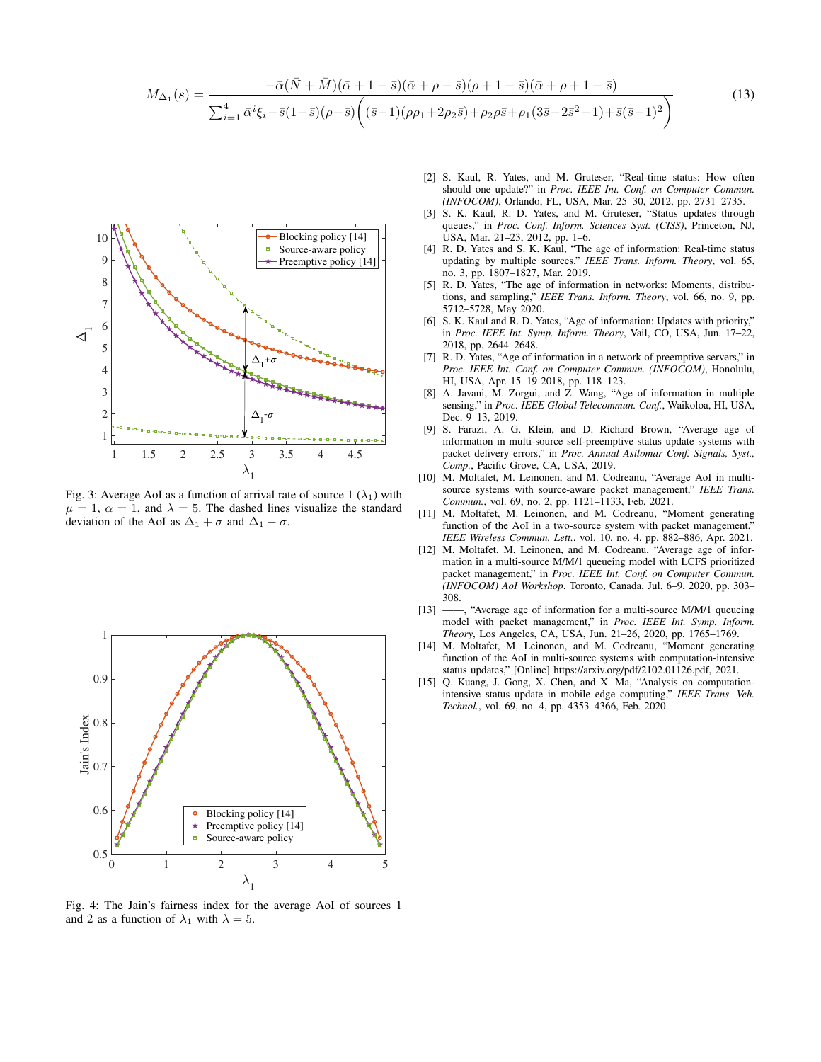$$M_{\Delta_1}(s) = \frac{-\bar{\alpha}(\bar{N}+\bar{M})(\bar{\alpha}+1-\bar{s})(\bar{\alpha}+\rho-\bar{s})(\rho+1-\bar{s})(\bar{\alpha}+\rho+1-\bar{s})}{\sum_{i=1}^{4}\bar{\alpha}^i\xi_i - \bar{s}(1-\bar{s})(\rho-\bar{s})\Big((\bar{s}-1)(\rho\rho_1+2\rho_2\bar{s})+\rho_2\rho\bar{s}+\rho_1(3\bar{s}-2\bar{s}^2-1)+\bar{s}(\bar{s}-1)^2\Big)} \tag{13}$$

Blocking policy [14]
Source-aware policy
Preemptive policy [14]
$\Delta_1$
$\lambda_1$
$\Delta_1+\sigma$
$\Delta_1-\sigma$
10
9
8
7
6
5
4
3
2
1
1 1.5 2 2.5 3 3.5 4 4.5

Fig. 3: Average AoI as a function of arrival rate of source 1 ($\lambda_1$) with $\mu = 1$, $\alpha = 1$, and $\lambda = 5$. The dashed lines visualize the standard deviation of the AoI as $\Delta_1 + \sigma$ and $\Delta_1 - \sigma$.

Blocking policy [14]
Preemptive policy [14]
Source-aware policy
Jain's Index
$\lambda_1$
1
0.9
0.8
0.7
0.6
0.5
0 1 2 3 4 5

Fig. 4: The Jain's fairness index for the average AoI of sources 1 and 2 as a function of $\lambda_1$ with $\lambda = 5$.

[2] S. Kaul, R. Yates, and M. Gruteser, "Real-time status: How often should one update?" in *Proc. IEEE Int. Conf. on Computer Commun. (INFOCOM)*, Orlando, FL, USA, Mar. 25–30, 2012, pp. 2731–2735.

[3] S. K. Kaul, R. D. Yates, and M. Gruteser, "Status updates through queues," in *Proc. Conf. Inform. Sciences Syst. (CISS)*, Princeton, NJ, USA, Mar. 21–23, 2012, pp. 1–6.

[4] R. D. Yates and S. K. Kaul, "The age of information: Real-time status updating by multiple sources," *IEEE Trans. Inform. Theory*, vol. 65, no. 3, pp. 1807–1827, Mar. 2019.

[5] R. D. Yates, "The age of information in networks: Moments, distributions, and sampling," *IEEE Trans. Inform. Theory*, vol. 66, no. 9, pp. 5712–5728, May 2020.

[6] S. K. Kaul and R. D. Yates, "Age of information: Updates with priority," in *Proc. IEEE Int. Symp. Inform. Theory*, Vail, CO, USA, Jun. 17–22, 2018, pp. 2644–2648.

[7] R. D. Yates, "Age of information in a network of preemptive servers," in *Proc. IEEE Int. Conf. on Computer Commun. (INFOCOM)*, Honolulu, HI, USA, Apr. 15–19 2018, pp. 118–123.

[8] A. Javani, M. Zorgui, and Z. Wang, "Age of information in multiple sensing," in *Proc. IEEE Global Telecommun. Conf.*, Waikoloa, HI, USA, Dec. 9–13, 2019.

[9] S. Farazi, A. G. Klein, and D. Richard Brown, "Average age of information in multi-source self-preemptive status update systems with packet delivery errors," in *Proc. Annual Asilomar Conf. Signals, Syst., Comp.*, Pacific Grove, CA, USA, 2019.

[10] M. Moltafet, M. Leinonen, and M. Codreanu, "Average AoI in multi-source systems with source-aware packet management," *IEEE Trans. Commun.*, vol. 69, no. 2, pp. 1121–1133, Feb. 2021.

[11] M. Moltafet, M. Leinonen, and M. Codreanu, "Moment generating function of the AoI in a two-source system with packet management," *IEEE Wireless Commun. Lett.*, vol. 10, no. 4, pp. 882–886, Apr. 2021.

[12] M. Moltafet, M. Leinonen, and M. Codreanu, "Average age of information in a multi-source M/M/1 queueing model with LCFS prioritized packet management," in *Proc. IEEE Int. Conf. on Computer Commun. (INFOCOM) AoI Workshop*, Toronto, Canada, Jul. 6–9, 2020, pp. 303–308.

[13] ——, "Average age of information for a multi-source M/M/1 queueing model with packet management," in *Proc. IEEE Int. Symp. Inform. Theory*, Los Angeles, CA, USA, Jun. 21–26, 2020, pp. 1765–1769.

[14] M. Moltafet, M. Leinonen, and M. Codreanu, "Moment generating function of the AoI in multi-source systems with computation-intensive status updates," [Online] https://arxiv.org/pdf/2102.01126.pdf, 2021.

[15] Q. Kuang, J. Gong, X. Chen, and X. Ma, "Analysis on computation-intensive status update in mobile edge computing," *IEEE Trans. Veh. Technol.*, vol. 69, no. 4, pp. 4353–4366, Feb. 2020.